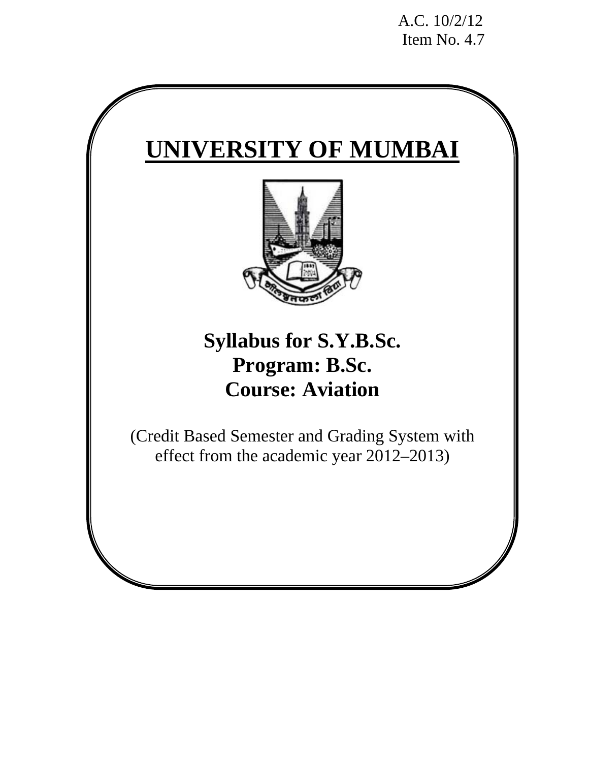A.C. 10/2/12
Item No. 4.7

# UNIVERSITY OF MUMBAI

## Syllabus for S.Y.B.Sc.
## Program: B.Sc.
## Course: Aviation

(Credit Based Semester and Grading System with effect from the academic year 2012–2013)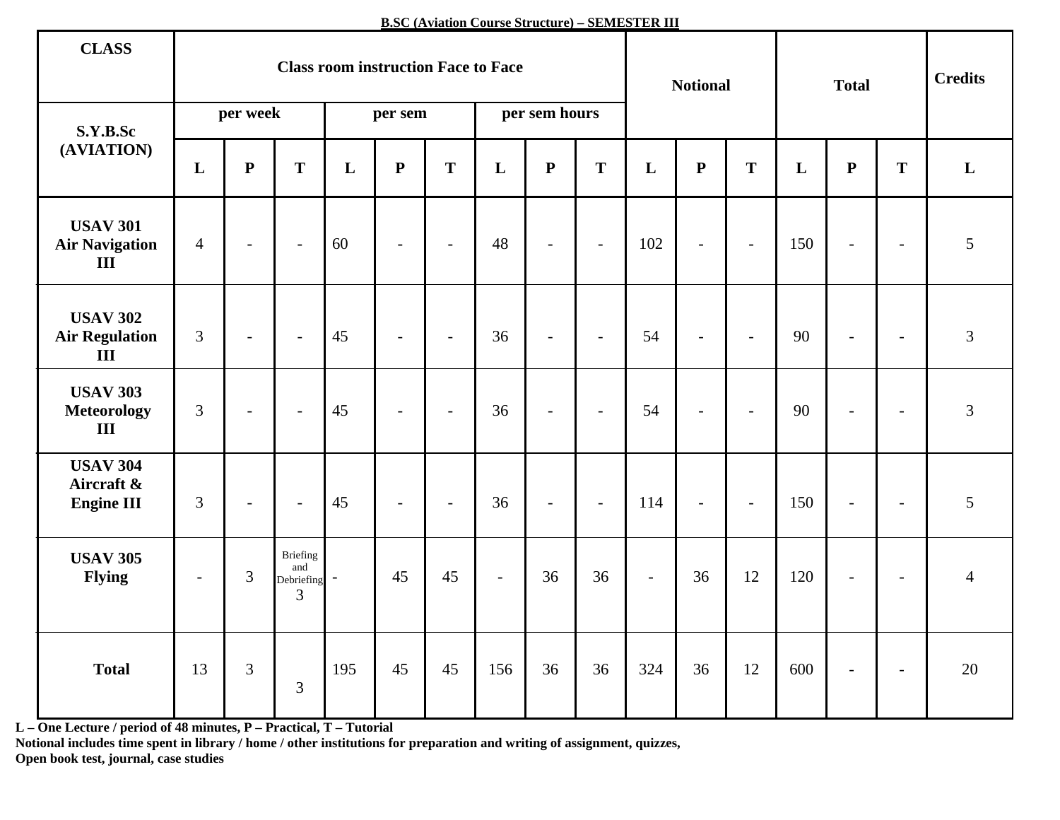**B.SC (Aviation Course Structure) – SEMESTER III**

| CLASS | Class room instruction Face to Face | | | | | | | | | Notional | | | Total | | | Credits |
|---|---|---|---|---|---|---|---|---|---|---|---|---|---|---|---|---|
| S.Y.B.Sc (AVIATION) | per week | | | per sem | | | per sem hours | | | | | | | | | |
| | L | P | T | L | P | T | L | P | T | L | P | T | L | P | T | L |
| **USAV 301 Air Navigation III** | 4 | - | - | 60 | - | - | 48 | - | - | 102 | - | - | 150 | - | - | 5 |
| **USAV 302 Air Regulation III** | 3 | - | - | 45 | - | - | 36 | - | - | 54 | - | - | 90 | - | - | 3 |
| **USAV 303 Meteorology III** | 3 | - | - | 45 | - | - | 36 | - | - | 54 | - | - | 90 | - | - | 3 |
| **USAV 304 Aircraft & Engine III** | 3 | - | - | 45 | - | - | 36 | - | - | 114 | - | - | 150 | - | - | 5 |
| **USAV 305 Flying** | - | 3 | Briefing and Debriefing 3 | - | 45 | 45 | - | 36 | 36 | - | 36 | 12 | 120 | - | - | 4 |
| **Total** | 13 | 3 | 3 | 195 | 45 | 45 | 156 | 36 | 36 | 324 | 36 | 12 | 600 | - | - | 20 |

**L – One Lecture / period of 48 minutes, P – Practical, T – Tutorial**
**Notional includes time spent in library / home / other institutions for preparation and writing of assignment, quizzes, Open book test, journal, case studies**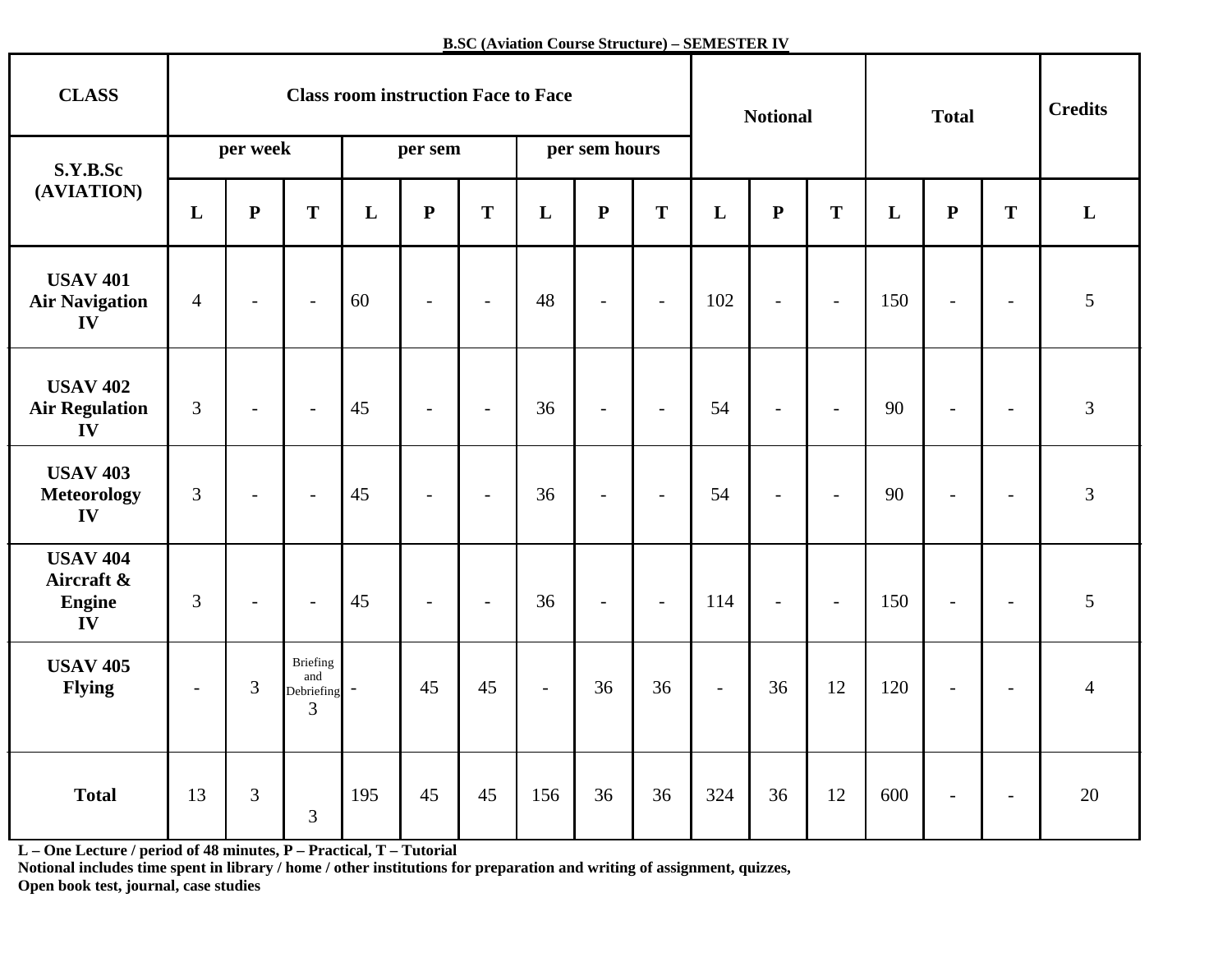**B.SC (Aviation Course Structure) – SEMESTER IV**

| CLASS | Class room instruction Face to Face | | | | | | | | | Notional | | | Total | | | Credits |
|---|---|---|---|---|---|---|---|---|---|---|---|---|---|---|---|---|
| S.Y.B.Sc (AVIATION) | per week | | | per sem | | | per sem hours | | | | | | | | | |
| | L | P | T | L | P | T | L | P | T | L | P | T | L | P | T | L |
| **USAV 401 Air Navigation IV** | 4 | - | - | 60 | - | - | 48 | - | - | 102 | - | - | 150 | - | - | 5 |
| **USAV 402 Air Regulation IV** | 3 | - | - | 45 | - | - | 36 | - | - | 54 | - | - | 90 | - | - | 3 |
| **USAV 403 Meteorology IV** | 3 | - | - | 45 | - | - | 36 | - | - | 54 | - | - | 90 | - | - | 3 |
| **USAV 404 Aircraft & Engine IV** | 3 | - | - | 45 | - | - | 36 | - | - | 114 | - | - | 150 | - | - | 5 |
| **USAV 405 Flying** | - | 3 | Briefing and Debriefing 3 | - | 45 | 45 | - | 36 | 36 | - | 36 | 12 | 120 | - | - | 4 |
| **Total** | 13 | 3 | 3 | 195 | 45 | 45 | 156 | 36 | 36 | 324 | 36 | 12 | 600 | - | - | 20 |

**L – One Lecture / period of 48 minutes, P – Practical, T – Tutorial**
**Notional includes time spent in library / home / other institutions for preparation and writing of assignment, quizzes, Open book test, journal, case studies**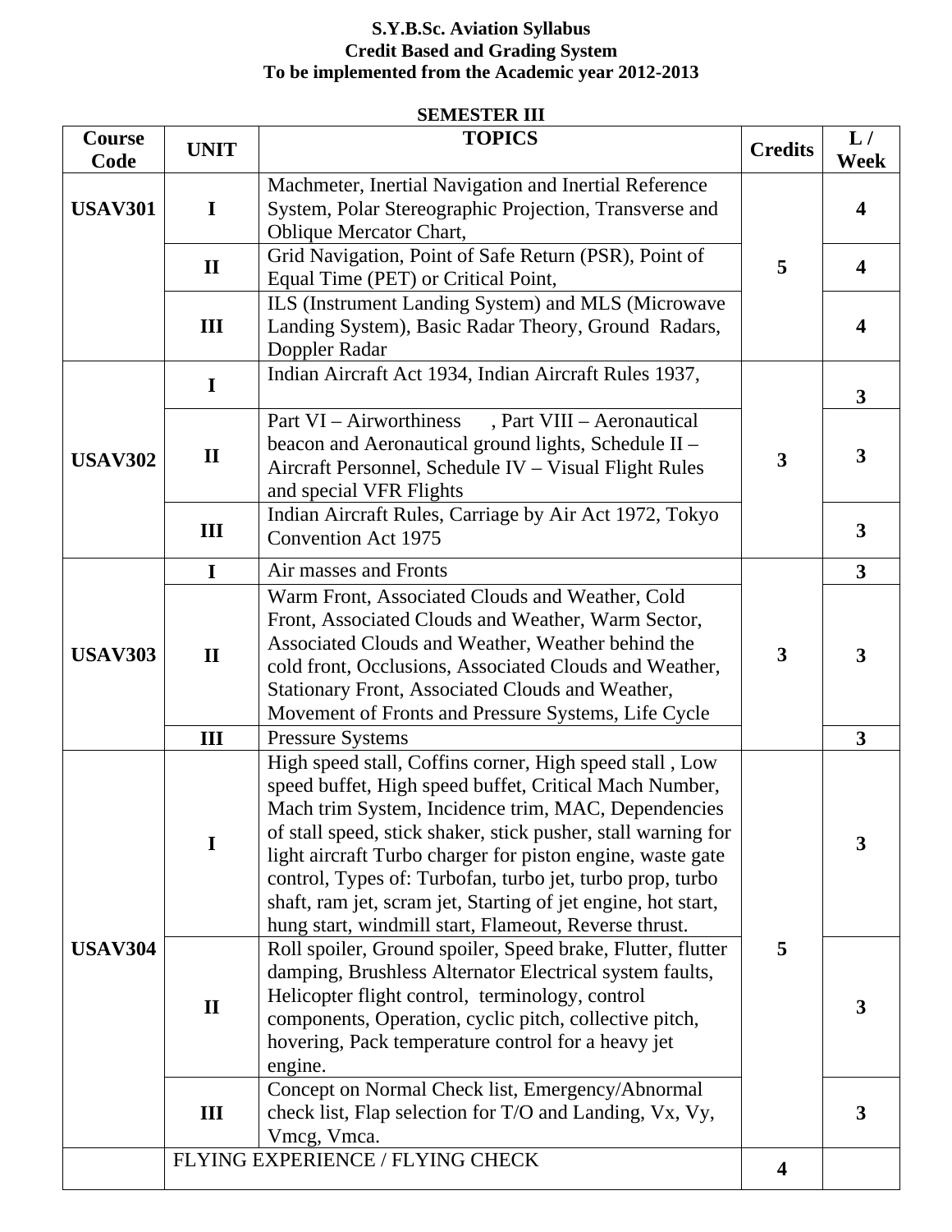**S.Y.B.Sc. Aviation Syllabus**
**Credit Based and Grading System**
**To be implemented from the Academic year 2012-2013**

**SEMESTER III**

| Course Code | UNIT | TOPICS | Credits | L / Week |
|---|---|---|---|---|
| **USAV301** | **I** | Machmeter, Inertial Navigation and Inertial Reference System, Polar Stereographic Projection, Transverse and Oblique Mercator Chart, | **5** | **4** |
| | **II** | Grid Navigation, Point of Safe Return (PSR), Point of Equal Time (PET) or Critical Point, | | **4** |
| | **III** | ILS (Instrument Landing System) and MLS (Microwave Landing System), Basic Radar Theory, Ground Radars, Doppler Radar | | **4** |
| **USAV302** | **I** | Indian Aircraft Act 1934, Indian Aircraft Rules 1937, | **3** | **3** |
| | **II** | Part VI – Airworthiness , Part VIII – Aeronautical beacon and Aeronautical ground lights, Schedule II – Aircraft Personnel, Schedule IV – Visual Flight Rules and special VFR Flights | | **3** |
| | **III** | Indian Aircraft Rules, Carriage by Air Act 1972, Tokyo Convention Act 1975 | | **3** |
| **USAV303** | **I** | Air masses and Fronts | **3** | **3** |
| | **II** | Warm Front, Associated Clouds and Weather, Cold Front, Associated Clouds and Weather, Warm Sector, Associated Clouds and Weather, Weather behind the cold front, Occlusions, Associated Clouds and Weather, Stationary Front, Associated Clouds and Weather, Movement of Fronts and Pressure Systems, Life Cycle | | **3** |
| | **III** | Pressure Systems | | **3** |
| **USAV304** | **I** | High speed stall, Coffins corner, High speed stall , Low speed buffet, High speed buffet, Critical Mach Number, Mach trim System, Incidence trim, MAC, Dependencies of stall speed, stick shaker, stick pusher, stall warning for light aircraft Turbo charger for piston engine, waste gate control, Types of: Turbofan, turbo jet, turbo prop, turbo shaft, ram jet, scram jet, Starting of jet engine, hot start, hung start, windmill start, Flameout, Reverse thrust. | **5** | **3** |
| | **II** | Roll spoiler, Ground spoiler, Speed brake, Flutter, flutter damping, Brushless Alternator Electrical system faults, Helicopter flight control, terminology, control components, Operation, cyclic pitch, collective pitch, hovering, Pack temperature control for a heavy jet engine. | | **3** |
| | **III** | Concept on Normal Check list, Emergency/Abnormal check list, Flap selection for T/O and Landing, Vx, Vy, Vmcg, Vmca. | | **3** |
| | FLYING EXPERIENCE / FLYING CHECK | | **4** | |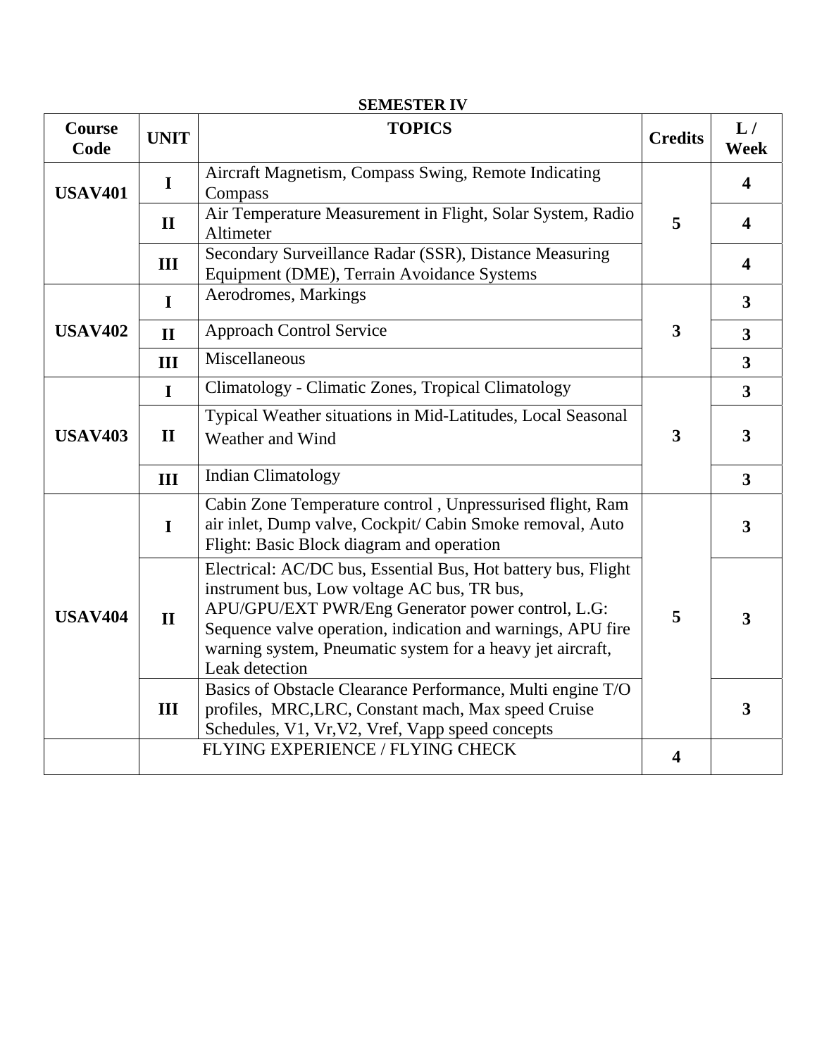**SEMESTER IV**

| Course Code | UNIT | TOPICS | Credits | L / Week |
|---|---|---|---|---|
| **USAV401** | **I** | Aircraft Magnetism, Compass Swing, Remote Indicating Compass | **5** | **4** |
| | **II** | Air Temperature Measurement in Flight, Solar System, Radio Altimeter | | **4** |
| | **III** | Secondary Surveillance Radar (SSR), Distance Measuring Equipment (DME), Terrain Avoidance Systems | | **4** |
| **USAV402** | **I** | Aerodromes, Markings | **3** | **3** |
| | **II** | Approach Control Service | | **3** |
| | **III** | Miscellaneous | | **3** |
| **USAV403** | **I** | Climatology - Climatic Zones, Tropical Climatology | **3** | **3** |
| | **II** | Typical Weather situations in Mid-Latitudes, Local Seasonal Weather and Wind | | **3** |
| | **III** | Indian Climatology | | **3** |
| **USAV404** | **I** | Cabin Zone Temperature control , Unpressurised flight, Ram air inlet, Dump valve, Cockpit/ Cabin Smoke removal, Auto Flight: Basic Block diagram and operation | **5** | **3** |
| | **II** | Electrical: AC/DC bus, Essential Bus, Hot battery bus, Flight instrument bus, Low voltage AC bus, TR bus, APU/GPU/EXT PWR/Eng Generator power control, L.G: Sequence valve operation, indication and warnings, APU fire warning system, Pneumatic system for a heavy jet aircraft, Leak detection | | **3** |
| | **III** | Basics of Obstacle Clearance Performance, Multi engine T/O profiles, MRC,LRC, Constant mach, Max speed Cruise Schedules, V1, Vr,V2, Vref, Vapp speed concepts | | **3** |
| | | FLYING EXPERIENCE / FLYING CHECK | **4** | |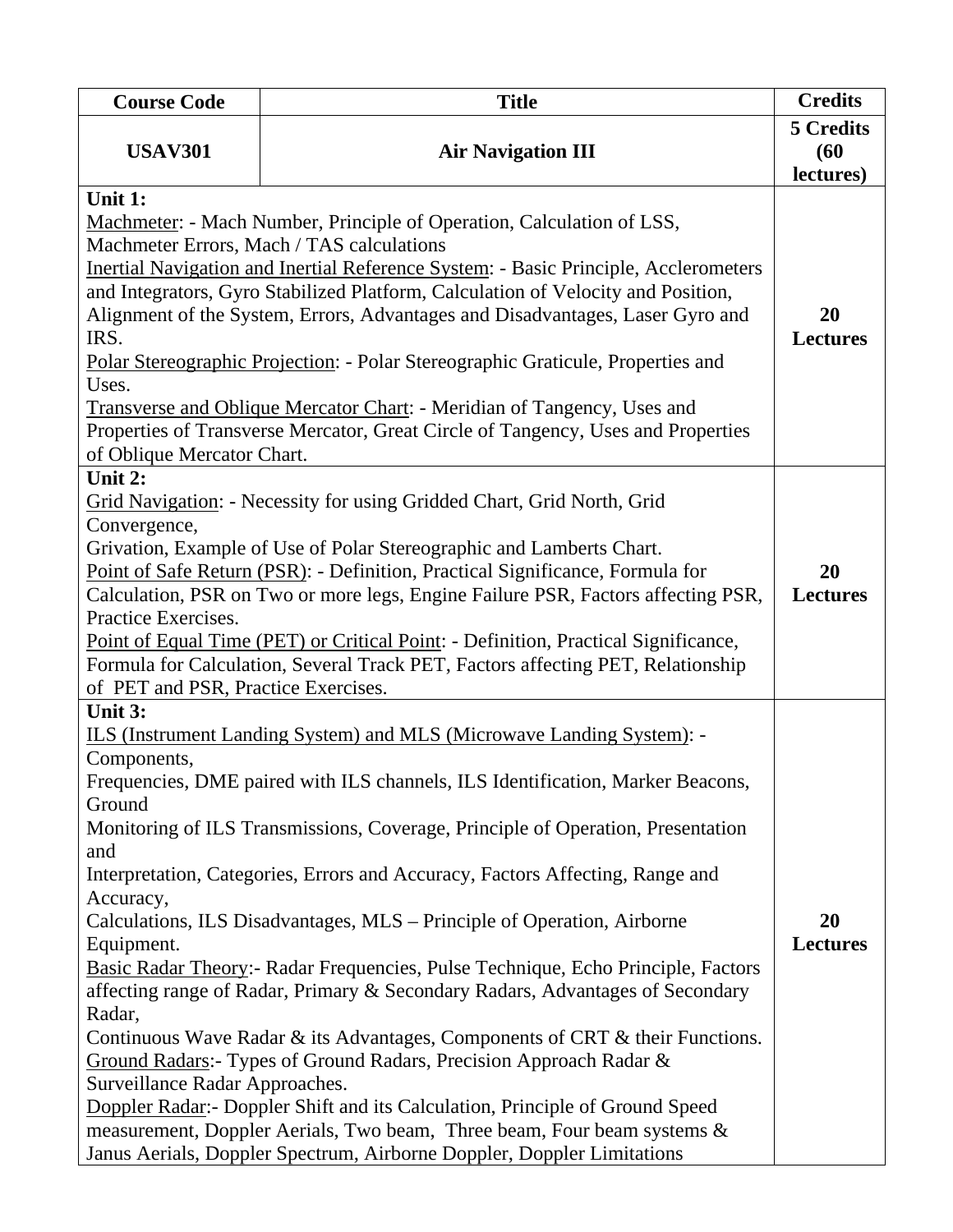| Course Code | Title | Credits |
| --- | --- | --- |
| **USAV301** | **Air Navigation III** | **5 Credits (60 lectures)** |
| **Unit 1:**<br>Machmeter: - Mach Number, Principle of Operation, Calculation of LSS, Machmeter Errors, Mach / TAS calculations<br>Inertial Navigation and Inertial Reference System: - Basic Principle, Acclerometers and Integrators, Gyro Stabilized Platform, Calculation of Velocity and Position, Alignment of the System, Errors, Advantages and Disadvantages, Laser Gyro and IRS.<br>Polar Stereographic Projection: - Polar Stereographic Graticule, Properties and Uses.<br>Transverse and Oblique Mercator Chart: - Meridian of Tangency, Uses and Properties of Transverse Mercator, Great Circle of Tangency, Uses and Properties of Oblique Mercator Chart. | | **20 Lectures** |
| **Unit 2:**<br>Grid Navigation: - Necessity for using Gridded Chart, Grid North, Grid Convergence,<br>Grivation, Example of Use of Polar Stereographic and Lamberts Chart.<br>Point of Safe Return (PSR): - Definition, Practical Significance, Formula for Calculation, PSR on Two or more legs, Engine Failure PSR, Factors affecting PSR, Practice Exercises.<br>Point of Equal Time (PET) or Critical Point: - Definition, Practical Significance, Formula for Calculation, Several Track PET, Factors affecting PET, Relationship of PET and PSR, Practice Exercises. | | **20 Lectures** |
| **Unit 3:**<br>ILS (Instrument Landing System) and MLS (Microwave Landing System): - Components,<br>Frequencies, DME paired with ILS channels, ILS Identification, Marker Beacons, Ground<br>Monitoring of ILS Transmissions, Coverage, Principle of Operation, Presentation and<br>Interpretation, Categories, Errors and Accuracy, Factors Affecting, Range and Accuracy,<br>Calculations, ILS Disadvantages, MLS – Principle of Operation, Airborne Equipment.<br>Basic Radar Theory:- Radar Frequencies, Pulse Technique, Echo Principle, Factors affecting range of Radar, Primary & Secondary Radars, Advantages of Secondary Radar,<br>Continuous Wave Radar & its Advantages, Components of CRT & their Functions.<br>Ground Radars:- Types of Ground Radars, Precision Approach Radar & Surveillance Radar Approaches.<br>Doppler Radar:- Doppler Shift and its Calculation, Principle of Ground Speed measurement, Doppler Aerials, Two beam, Three beam, Four beam systems & Janus Aerials, Doppler Spectrum, Airborne Doppler, Doppler Limitations | | **20 Lectures** |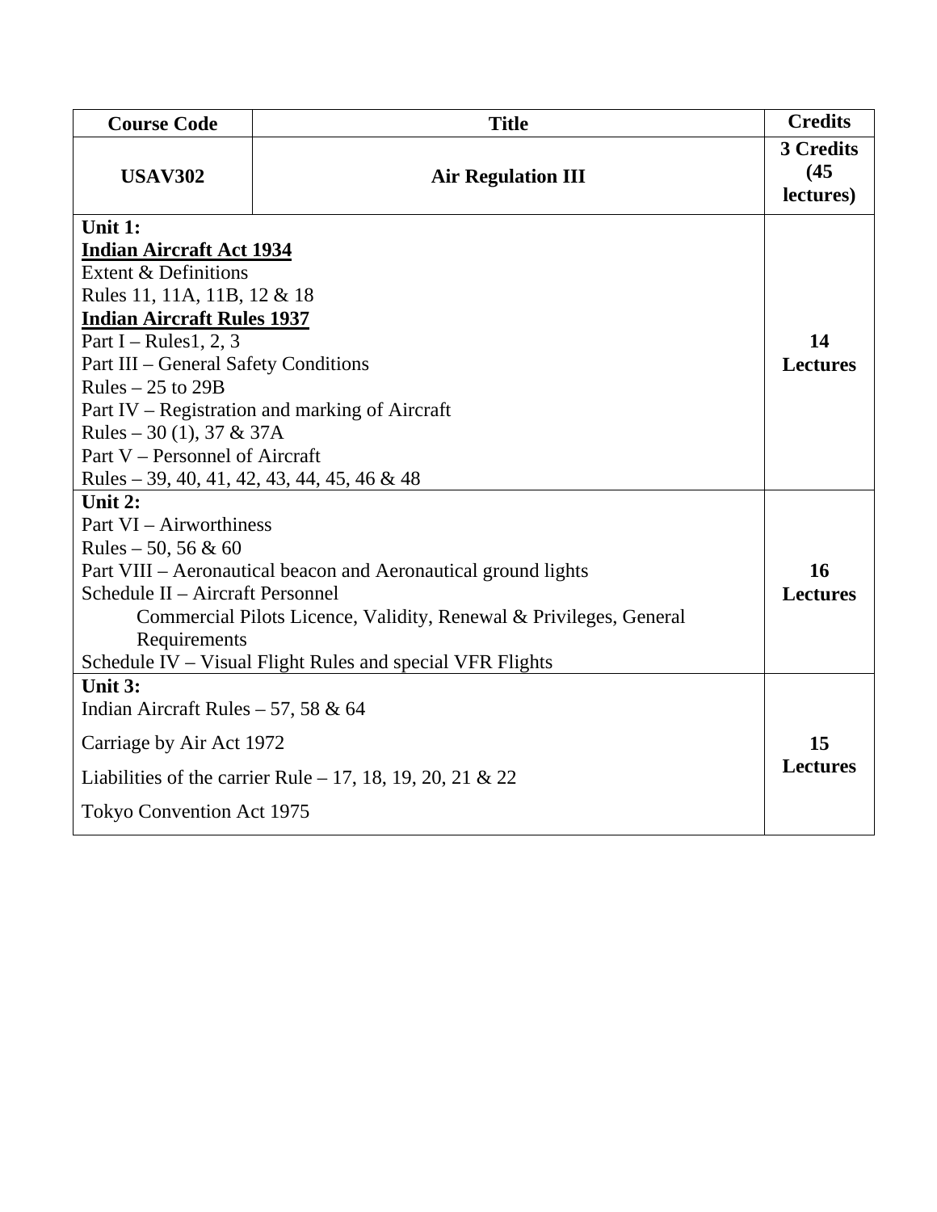| Course Code | Title | Credits |
|---|---|---|
| **USAV302** | **Air Regulation III** | **3 Credits (45 lectures)** |
| **Unit 1:**<br>**<u>Indian Aircraft Act 1934</u>**<br>Extent & Definitions<br>Rules 11, 11A, 11B, 12 & 18<br>**<u>Indian Aircraft Rules 1937</u>**<br>Part I – Rules1, 2, 3<br>Part III – General Safety Conditions<br>Rules – 25 to 29B<br>Part IV – Registration and marking of Aircraft<br>Rules – 30 (1), 37 & 37A<br>Part V – Personnel of Aircraft<br>Rules – 39, 40, 41, 42, 43, 44, 45, 46 & 48 | | **14 Lectures** |
| **Unit 2:**<br>Part VI – Airworthiness<br>Rules – 50, 56 & 60<br>Part VIII – Aeronautical beacon and Aeronautical ground lights<br>Schedule II – Aircraft Personnel<br>Commercial Pilots Licence, Validity, Renewal & Privileges, General Requirements<br>Schedule IV – Visual Flight Rules and special VFR Flights | | **16 Lectures** |
| **Unit 3:**<br>Indian Aircraft Rules – 57, 58 & 64<br>Carriage by Air Act 1972<br>Liabilities of the carrier Rule – 17, 18, 19, 20, 21 & 22<br>Tokyo Convention Act 1975 | | **15 Lectures** |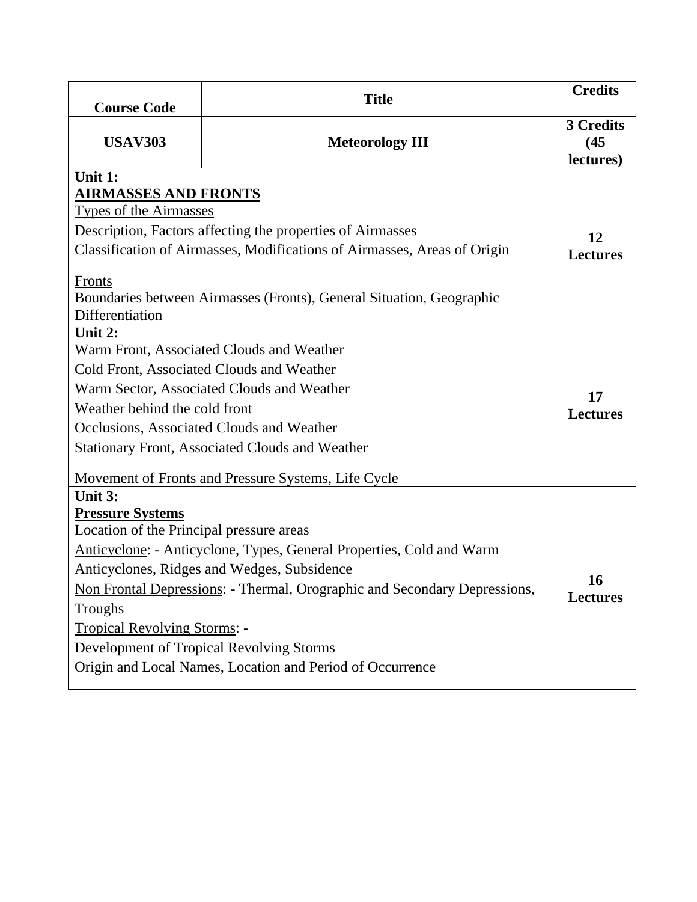| Course Code | Title | Credits |
|---|---|---|
| **USAV303** | **Meteorology III** | **3 Credits (45 lectures)** |
| **Unit 1:**<br>**AIRMASSES AND FRONTS**<br>Types of the Airmasses<br>Description, Factors affecting the properties of Airmasses<br>Classification of Airmasses, Modifications of Airmasses, Areas of Origin<br><br>Fronts<br>Boundaries between Airmasses (Fronts), General Situation, Geographic Differentiation | | **12 Lectures** |
| **Unit 2:**<br>Warm Front, Associated Clouds and Weather<br>Cold Front, Associated Clouds and Weather<br>Warm Sector, Associated Clouds and Weather<br>Weather behind the cold front<br>Occlusions, Associated Clouds and Weather<br>Stationary Front, Associated Clouds and Weather<br><br>Movement of Fronts and Pressure Systems, Life Cycle | | **17 Lectures** |
| **Unit 3:**<br>**Pressure Systems**<br>Location of the Principal pressure areas<br>Anticyclone: - Anticyclone, Types, General Properties, Cold and Warm Anticyclones, Ridges and Wedges, Subsidence<br>Non Frontal Depressions: - Thermal, Orographic and Secondary Depressions, Troughs<br>Tropical Revolving Storms: -<br>Development of Tropical Revolving Storms<br>Origin and Local Names, Location and Period of Occurrence | | **16 Lectures** |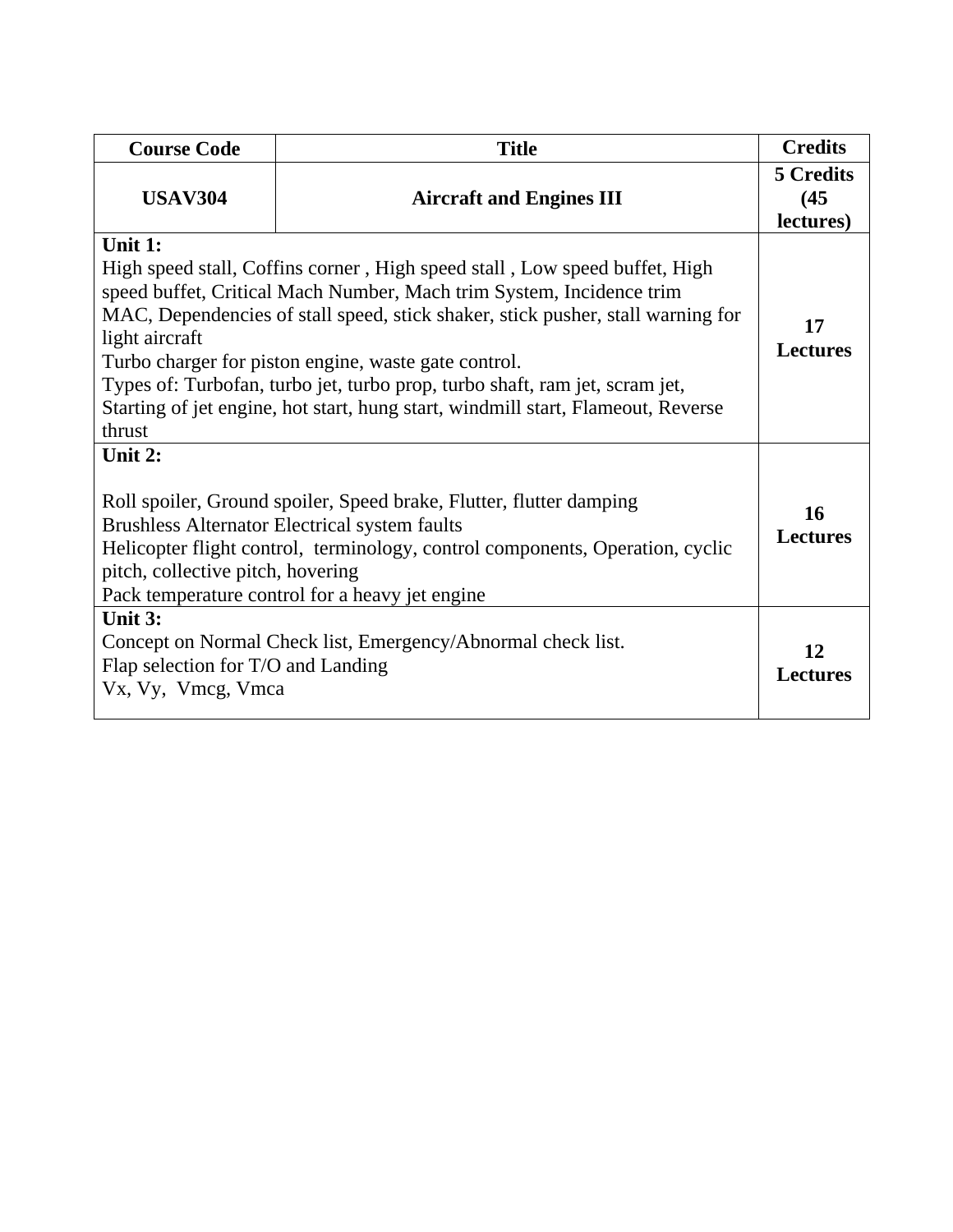| Course Code | Title | Credits |
|---|---|---|
| **USAV304** | **Aircraft and Engines III** | **5 Credits (45 lectures)** |
| **Unit 1:**<br>High speed stall, Coffins corner , High speed stall , Low speed buffet, High speed buffet, Critical Mach Number, Mach trim System, Incidence trim MAC, Dependencies of stall speed, stick shaker, stick pusher, stall warning for light aircraft<br>Turbo charger for piston engine, waste gate control.<br>Types of: Turbofan, turbo jet, turbo prop, turbo shaft, ram jet, scram jet, Starting of jet engine, hot start, hung start, windmill start, Flameout, Reverse thrust | | **17 Lectures** |
| **Unit 2:**<br><br>Roll spoiler, Ground spoiler, Speed brake, Flutter, flutter damping<br>Brushless Alternator Electrical system faults<br>Helicopter flight control, terminology, control components, Operation, cyclic pitch, collective pitch, hovering<br>Pack temperature control for a heavy jet engine | | **16 Lectures** |
| **Unit 3:**<br>Concept on Normal Check list, Emergency/Abnormal check list.<br>Flap selection for T/O and Landing<br>Vx, Vy, Vmcg, Vmca | | **12 Lectures** |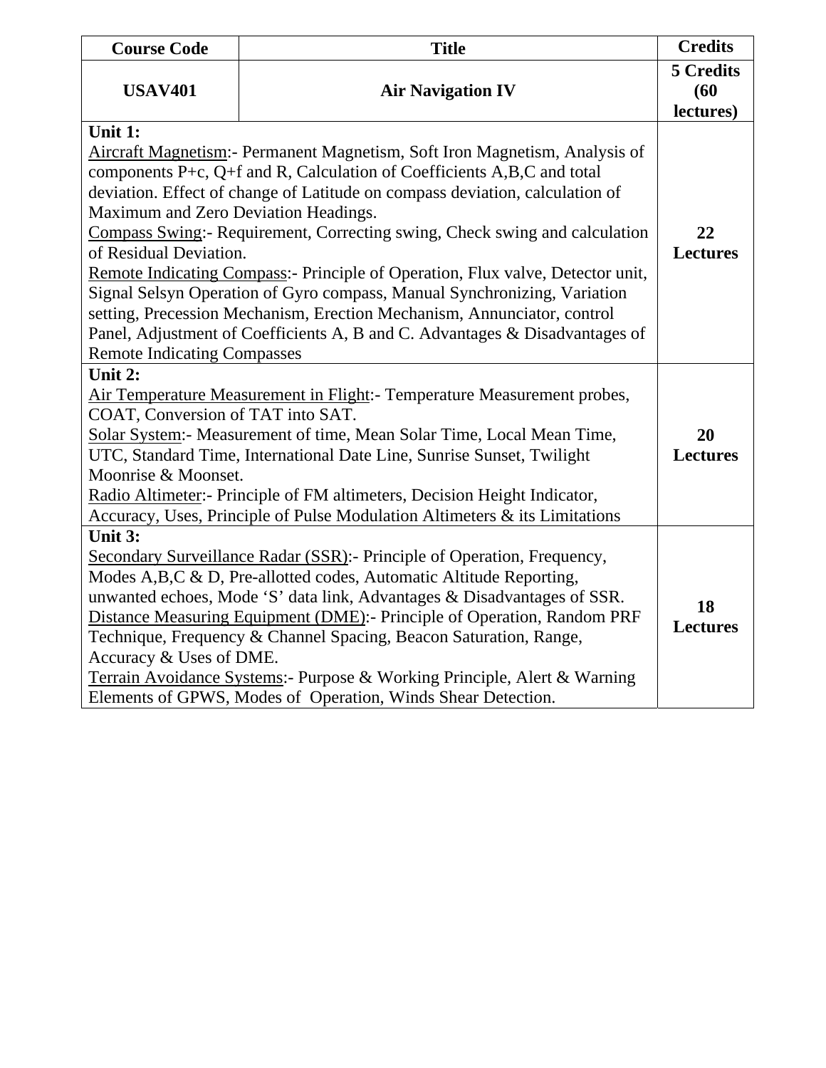| Course Code | Title | Credits |
|---|---|---|
| **USAV401** | **Air Navigation IV** | **5 Credits (60 lectures)** |
| **Unit 1:**<br>Aircraft Magnetism:- Permanent Magnetism, Soft Iron Magnetism, Analysis of components P+c, Q+f and R, Calculation of Coefficients A,B,C and total deviation. Effect of change of Latitude on compass deviation, calculation of Maximum and Zero Deviation Headings.<br>Compass Swing:- Requirement, Correcting swing, Check swing and calculation of Residual Deviation.<br>Remote Indicating Compass:- Principle of Operation, Flux valve, Detector unit, Signal Selsyn Operation of Gyro compass, Manual Synchronizing, Variation setting, Precession Mechanism, Erection Mechanism, Annunciator, control Panel, Adjustment of Coefficients A, B and C. Advantages & Disadvantages of Remote Indicating Compasses | | **22 Lectures** |
| **Unit 2:**<br>Air Temperature Measurement in Flight:- Temperature Measurement probes, COAT, Conversion of TAT into SAT.<br>Solar System:- Measurement of time, Mean Solar Time, Local Mean Time, UTC, Standard Time, International Date Line, Sunrise Sunset, Twilight Moonrise & Moonset.<br>Radio Altimeter:- Principle of FM altimeters, Decision Height Indicator, Accuracy, Uses, Principle of Pulse Modulation Altimeters & its Limitations | | **20 Lectures** |
| **Unit 3:**<br>Secondary Surveillance Radar (SSR):- Principle of Operation, Frequency, Modes A,B,C & D, Pre-allotted codes, Automatic Altitude Reporting, unwanted echoes, Mode 'S' data link, Advantages & Disadvantages of SSR.<br>Distance Measuring Equipment (DME):- Principle of Operation, Random PRF Technique, Frequency & Channel Spacing, Beacon Saturation, Range, Accuracy & Uses of DME.<br>Terrain Avoidance Systems:- Purpose & Working Principle, Alert & Warning Elements of GPWS, Modes of Operation, Winds Shear Detection. | | **18 Lectures** |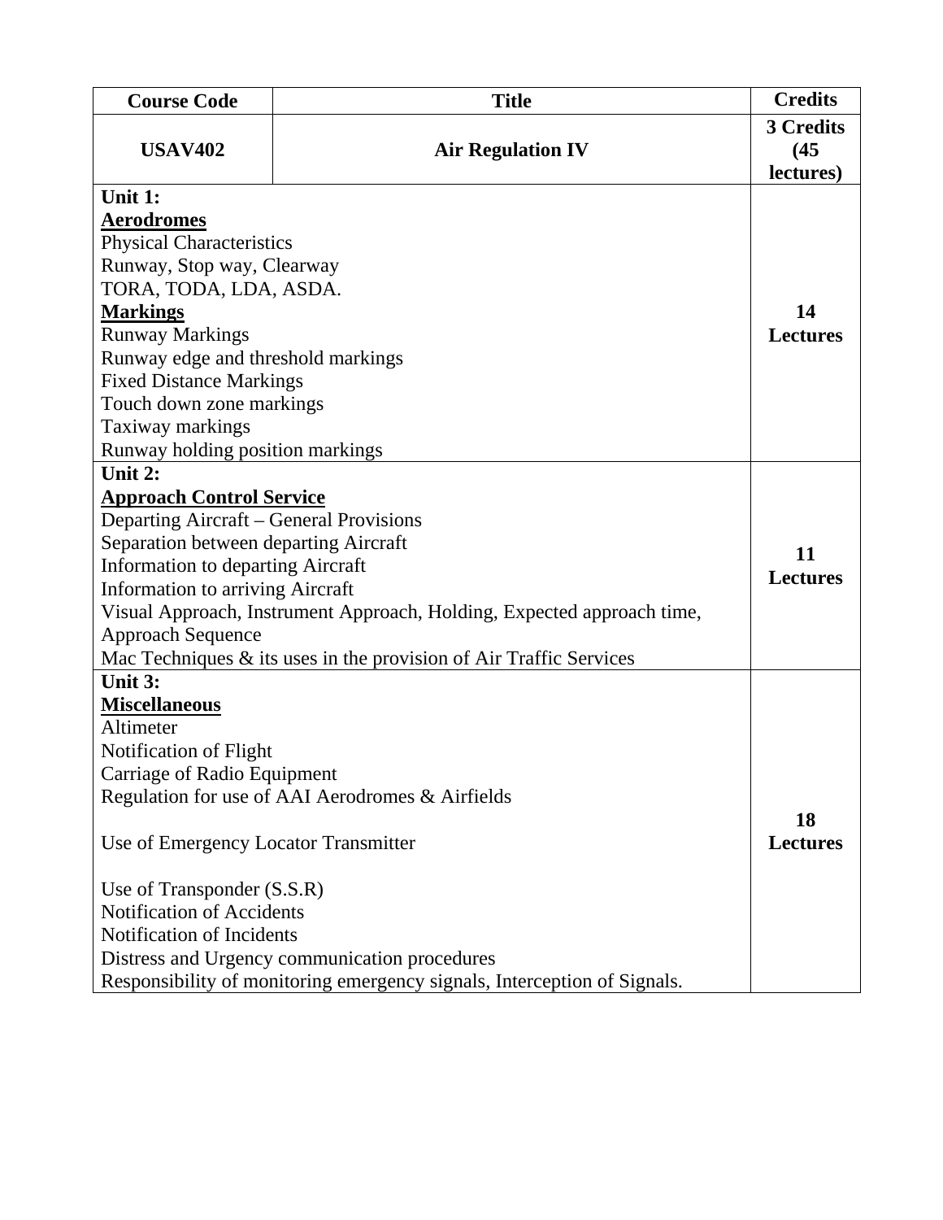| Course Code | Title | Credits |
|---|---|---|
| **USAV402** | **Air Regulation IV** | **3 Credits (45 lectures)** |
| **Unit 1:**<br>**<u>Aerodromes</u>**<br>Physical Characteristics<br>Runway, Stop way, Clearway<br>TORA, TODA, LDA, ASDA.<br>**<u>Markings</u>**<br>Runway Markings<br>Runway edge and threshold markings<br>Fixed Distance Markings<br>Touch down zone markings<br>Taxiway markings<br>Runway holding position markings | | **14 Lectures** |
| **Unit 2:**<br>**<u>Approach Control Service</u>**<br>Departing Aircraft – General Provisions<br>Separation between departing Aircraft<br>Information to departing Aircraft<br>Information to arriving Aircraft<br>Visual Approach, Instrument Approach, Holding, Expected approach time, Approach Sequence<br>Mac Techniques & its uses in the provision of Air Traffic Services | | **11 Lectures** |
| **Unit 3:**<br>**<u>Miscellaneous</u>**<br>Altimeter<br>Notification of Flight<br>Carriage of Radio Equipment<br>Regulation for use of AAI Aerodromes & Airfields<br><br>Use of Emergency Locator Transmitter<br><br>Use of Transponder (S.S.R)<br>Notification of Accidents<br>Notification of Incidents<br>Distress and Urgency communication procedures<br>Responsibility of monitoring emergency signals, Interception of Signals. | | **18 Lectures** |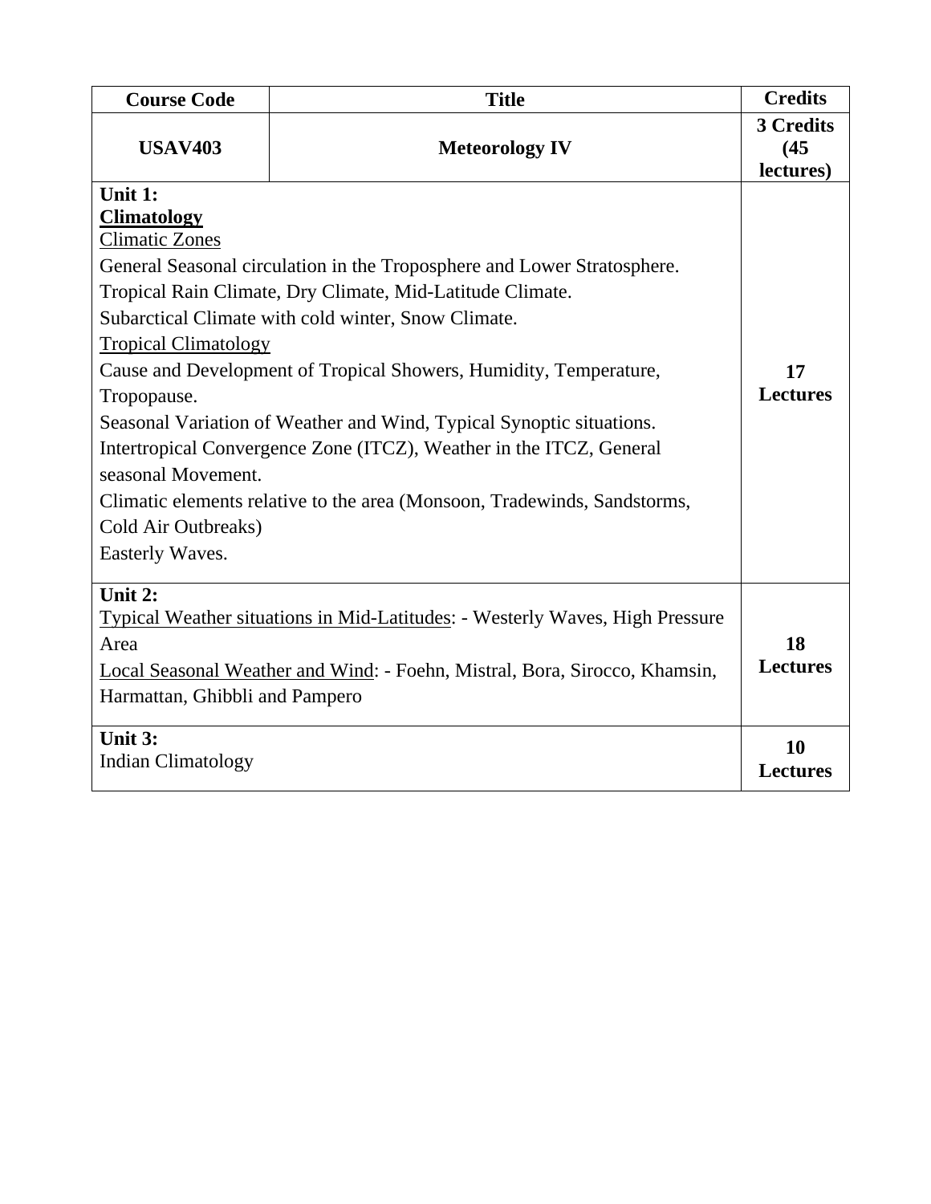| Course Code | Title | Credits |
| --- | --- | --- |
| **USAV403** | **Meteorology IV** | **3 Credits (45 lectures)** |
| **Unit 1:**<br>**Climatology**<br>Climatic Zones<br>General Seasonal circulation in the Troposphere and Lower Stratosphere.<br>Tropical Rain Climate, Dry Climate, Mid-Latitude Climate.<br>Subarctical Climate with cold winter, Snow Climate.<br>Tropical Climatology<br>Cause and Development of Tropical Showers, Humidity, Temperature, Tropopause.<br>Seasonal Variation of Weather and Wind, Typical Synoptic situations.<br>Intertropical Convergence Zone (ITCZ), Weather in the ITCZ, General seasonal Movement.<br>Climatic elements relative to the area (Monsoon, Tradewinds, Sandstorms, Cold Air Outbreaks)<br>Easterly Waves. | | **17 Lectures** |
| **Unit 2:**<br>Typical Weather situations in Mid-Latitudes: - Westerly Waves, High Pressure Area<br>Local Seasonal Weather and Wind: - Foehn, Mistral, Bora, Sirocco, Khamsin, Harmattan, Ghibbli and Pampero | | **18 Lectures** |
| **Unit 3:**<br>Indian Climatology | | **10 Lectures** |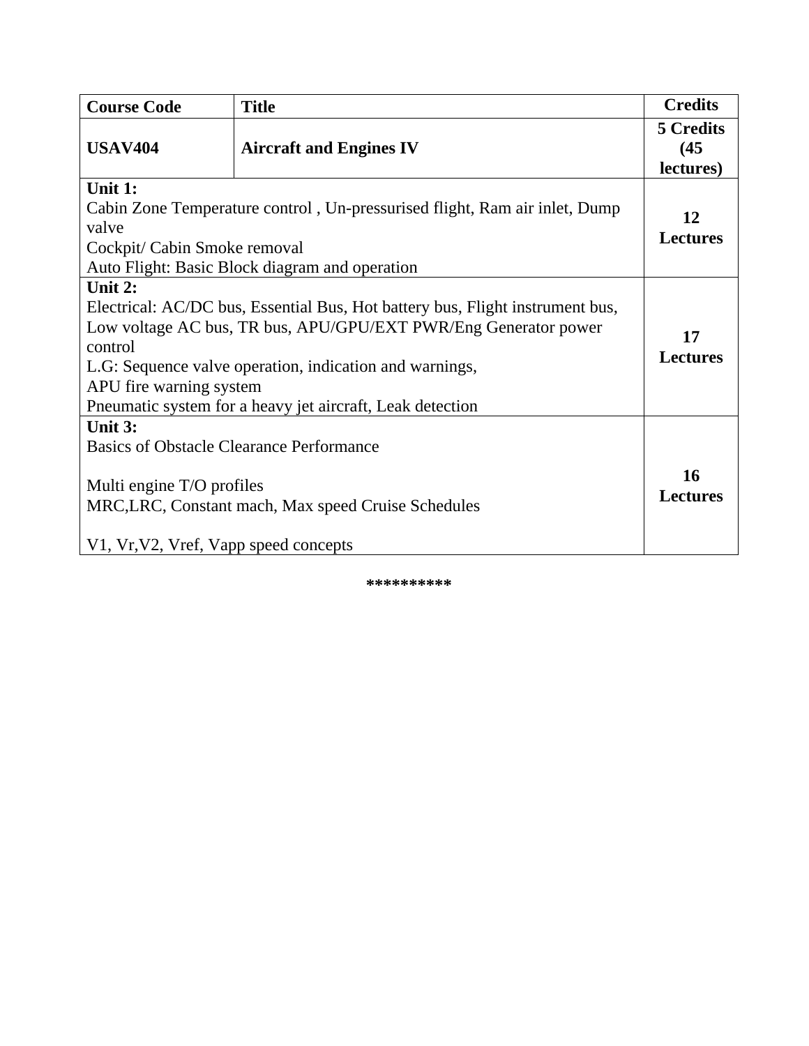| Course Code | Title | Credits |
|---|---|---|
| **USAV404** | **Aircraft and Engines IV** | **5 Credits (45 lectures)** |
| **Unit 1:**<br>Cabin Zone Temperature control , Un-pressurised flight, Ram air inlet, Dump valve<br>Cockpit/ Cabin Smoke removal<br>Auto Flight: Basic Block diagram and operation | | **12 Lectures** |
| **Unit 2:**<br>Electrical: AC/DC bus, Essential Bus, Hot battery bus, Flight instrument bus, Low voltage AC bus, TR bus, APU/GPU/EXT PWR/Eng Generator power control<br>L.G: Sequence valve operation, indication and warnings,<br>APU fire warning system<br>Pneumatic system for a heavy jet aircraft, Leak detection | | **17 Lectures** |
| **Unit 3:**<br>Basics of Obstacle Clearance Performance<br><br>Multi engine T/O profiles<br>MRC,LRC, Constant mach, Max speed Cruise Schedules<br><br>V1, Vr,V2, Vref, Vapp speed concepts | | **16 Lectures** |

**********